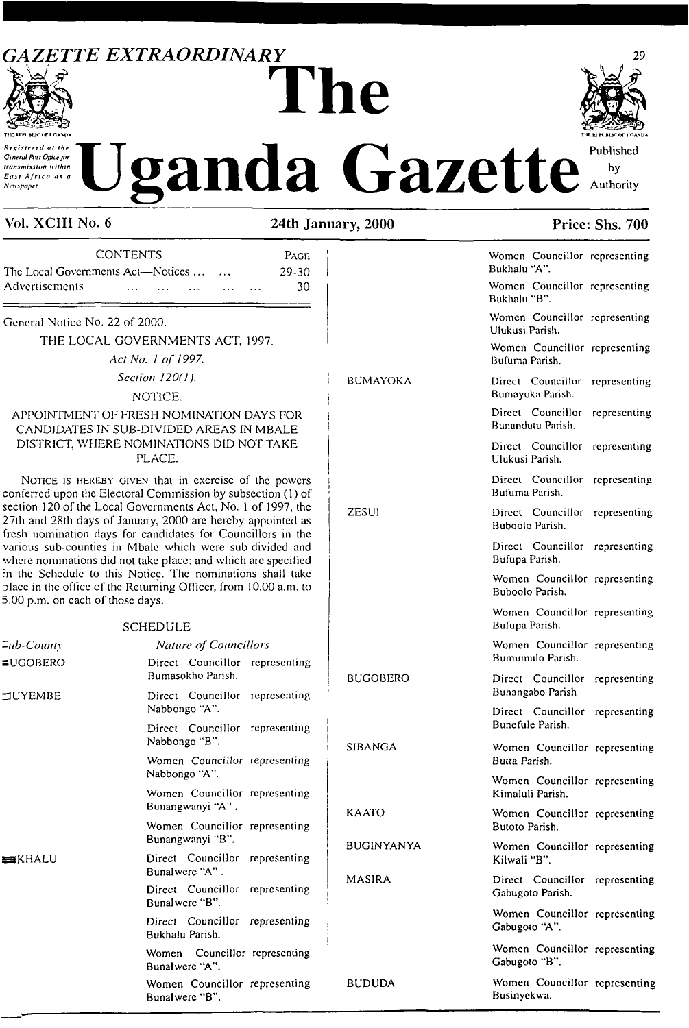# GAZETTE EXTRAORDINARY

# The Uganda Gazette

Registered at the General Post Office for transmission within East Africa as a Newspaper

Published by Authority

Vol. XCIII No. 6 — 24th January, 2000 — Price: Shs. 700

| CONTENTS | PAGE |
|---|---|
| The Local Governments Act—Notices ... ... | 29-30 |
| Advertisements ... ... ... ... ... ... | 30 |

General Notice No. 22 of 2000.

THE LOCAL GOVERNMENTS ACT, 1997.

*Act No. 1 of 1997.*

*Section 120(1).*

NOTICE.

## APPOINTMENT OF FRESH NOMINATION DAYS FOR CANDIDATES IN SUB-DIVIDED AREAS IN MBALE DISTRICT, WHERE NOMINATIONS DID NOT TAKE PLACE.

NOTICE IS HEREBY GIVEN that in exercise of the powers conferred upon the Electoral Commission by subsection (1) of section 120 of the Local Governments Act, No. 1 of 1997, the 27th and 28th days of January, 2000 are hereby appointed as fresh nomination days for candidates for Councillors in the various sub-counties in Mbale which were sub-divided and where nominations did not take place; and which are specified in the Schedule to this Notice. The nominations shall take place in the office of the Returning Officer, from 10.00 a.m. to 5.00 p.m. on each of those days.

SCHEDULE

| *Sub-County* | *Nature of Councillors* |
|---|---|
| BUGOBERO | Direct Councillor representing Bumasokho Parish. |
| BUYEMBE | Direct Councillor representing Nabbongo "A". |
| | Direct Councillor representing Nabbongo "B". |
| | Women Councillor representing Nabbongo "A". |
| | Women Councillor representing Bunangwanyi "A". |
| | Women Councillor representing Bunangwanyi "B". |
| BUKHALU | Direct Councillor representing Bunalwere "A". |
| | Direct Councillor representing Bunalwere "B". |
| | Direct Councillor representing Bukhalu Parish. |
| | Women Councillor representing Bunalwere "A". |
| | Women Councillor representing Bunalwere "B". |
| | Women Councillor representing Bukhalu "A". |
| | Women Councillor representing Bukhalu "B". |
| | Women Councillor representing Ulukusi Parish. |
| | Women Councillor representing Bufuma Parish. |
| BUMAYOKA | Direct Councillor representing Bumayoka Parish. |
| | Direct Councillor representing Bunandutu Parish. |
| | Direct Councillor representing Ulukusi Parish. |
| | Direct Councillor representing Bufuma Parish. |
| ZESUI | Direct Councillor representing Buboolo Parish. |
| | Direct Councillor representing Bufupa Parish. |
| | Women Councillor representing Buboolo Parish. |
| | Women Councillor representing Bufupa Parish. |
| | Women Councillor representing Bumumulo Parish. |
| BUGOBERO | Direct Councillor representing Bunangabo Parish |
| | Direct Councillor representing Bunefule Parish. |
| SIBANGA | Women Councillor representing Butta Parish. |
| | Women Councillor representing Kimaluli Parish. |
| KAATO | Women Councillor representing Butoto Parish. |
| BUGINYANYA | Women Councillor representing Kilwali "B". |
| MASIRA | Direct Councillor representing Gabugoto Parish. |
| | Women Councillor representing Gabugoto "A". |
| | Women Councillor representing Gabugoto "B". |
| BUDUDA | Women Councillor representing Businyekwa. |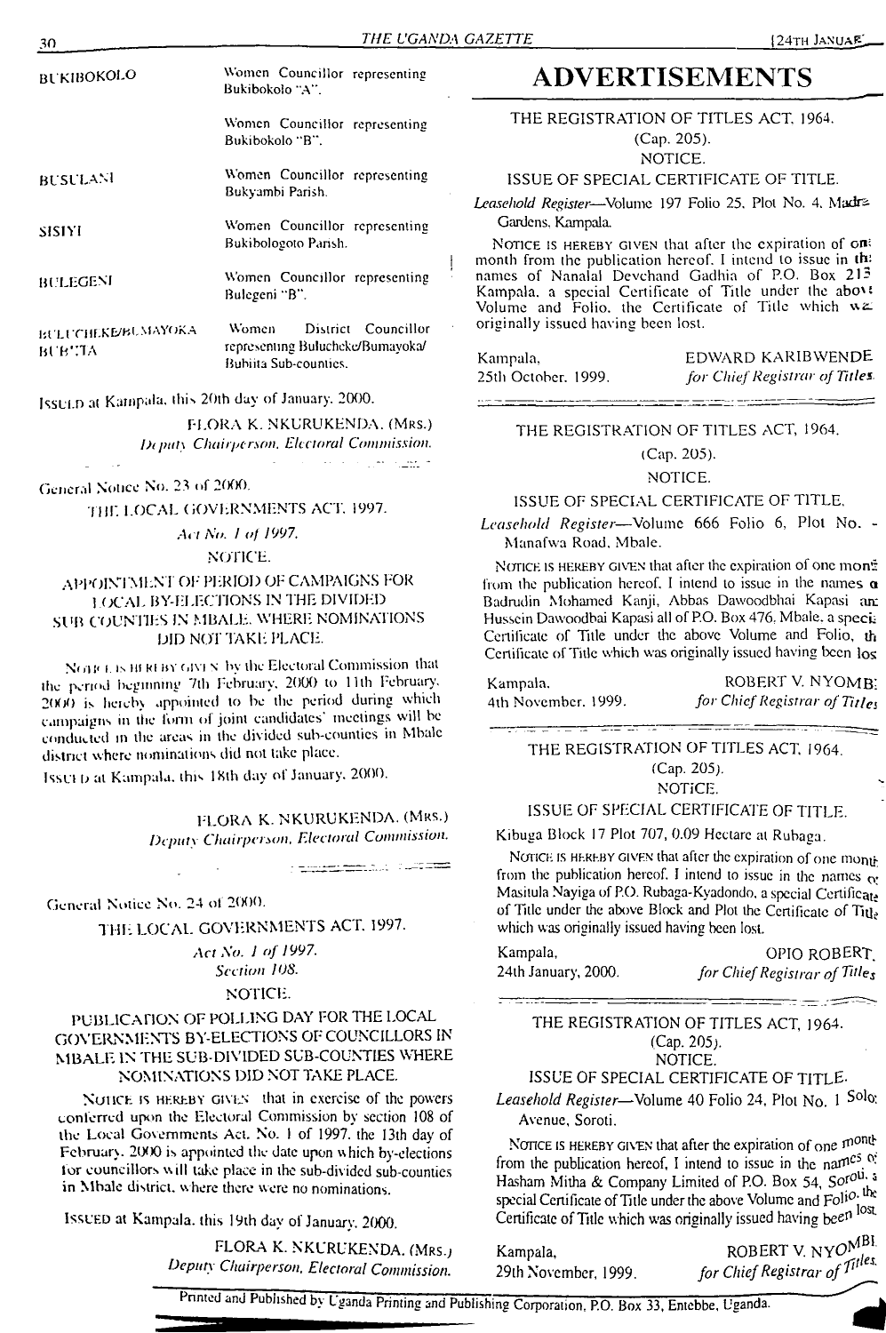| | |
|---|---|
| BUKIBOKOLO | Women Councillor representing Bukibokolo "A". |
| | Women Councillor representing Bukibokolo "B". |
| BUSULANI | Women Councillor representing Bukyambi Parish. |
| SISIYI | Women Councillor representing Bukibologoto Parish. |
| BULEGENI | Women Councillor representing Bulegeni "B". |
| BULUCHEKE/BUMAYOKA BUBUTA | Women District Councillor representing Bulucheke/Bumayoka/ Buhiita Sub-counties. |

ISSUED at Kampala, this 20th day of January, 2000.

FLORA K. NKURUKENDA, (MRS.)
*Deputy Chairperson, Electoral Commission.*

General Notice No. 23 of 2000.

THE LOCAL GOVERNMENTS ACT, 1997.

*Act No. 1 of 1997.*

NOTICE.

APPOINTMENT OF PERIOD OF CAMPAIGNS FOR LOCAL BY-ELECTIONS IN THE DIVIDED SUB COUNTIES IN MBALE, WHERE NOMINATIONS DID NOT TAKE PLACE.

NOTICE IS HEREBY GIVEN by the Electoral Commission that the period beginning 7th February, 2000 to 11th February, 2000 is hereby appointed to be the period during which campaigns in the form of joint candidates' meetings will be conducted in the areas in the divided sub-counties in Mbale district where nominations did not take place.

ISSUED at Kampala, this 18th day of January, 2000.

FLORA K. NKURUKENDA, (MRS.)
*Deputy Chairperson, Electoral Commission.*

General Notice No. 24 of 2000.

THE LOCAL GOVERNMENTS ACT, 1997.

*Act No. 1 of 1997.*
*Section 108.*

NOTICE.

PUBLICATION OF POLLING DAY FOR THE LOCAL GOVERNMENTS BY-ELECTIONS OF COUNCILLORS IN MBALE IN THE SUB-DIVIDED SUB-COUNTIES WHERE NOMINATIONS DID NOT TAKE PLACE.

NOTICE IS HEREBY GIVEN that in exercise of the powers conferred upon the Electoral Commission by section 108 of the Local Governments Act, No. 1 of 1997, the 13th day of February, 2000 is appointed the date upon which by-elections for councillors will take place in the sub-divided sub-counties in Mbale district, where there were no nominations.

ISSUED at Kampala, this 19th day of January, 2000.

FLORA K. NKURUKENDA, (MRS.)
*Deputy Chairperson, Electoral Commission.*

# ADVERTISEMENTS

THE REGISTRATION OF TITLES ACT, 1964.

(Cap. 205).

NOTICE.

ISSUE OF SPECIAL CERTIFICATE OF TITLE.

*Leasehold Register*—Volume 197 Folio 25, Plot No. 4, Madra Gardens, Kampala.

NOTICE IS HEREBY GIVEN that after the expiration of one month from the publication hereof, I intend to issue in the names of Nanalal Devchand Gadhia of P.O. Box 213 Kampala, a special Certificate of Title under the above Volume and Folio, the Certificate of Title which was originally issued having been lost.

Kampala, 25th October, 1999.

EDWARD KARIBWENDE
*for Chief Registrar of Titles.*

THE REGISTRATION OF TITLES ACT, 1964.

(Cap. 205).

NOTICE.

ISSUE OF SPECIAL CERTIFICATE OF TITLE.

*Leasehold Register*—Volume 666 Folio 6, Plot No. - Manafwa Road, Mbale.

NOTICE IS HEREBY GIVEN that after the expiration of one month from the publication hereof, I intend to issue in the names of Badrudin Mohamed Kanji, Abbas Dawoodbhai Kapasi and Hussein Dawoodbai Kapasi all of P.O. Box 476, Mbale, a special Certificate of Title under the above Volume and Folio, the Certificate of Title which was originally issued having been lost.

Kampala, 4th November, 1999.

ROBERT V. NYOMBI
*for Chief Registrar of Titles*

THE REGISTRATION OF TITLES ACT, 1964.

(Cap. 205).

NOTICE.

ISSUE OF SPECIAL CERTIFICATE OF TITLE.

Kibuga Block 17 Plot 707, 0.09 Hectare at Rubaga.

NOTICE IS HEREBY GIVEN that after the expiration of one month from the publication hereof, I intend to issue in the names of Masitula Nayiga of P.O. Rubaga-Kyadondo, a special Certificate of Title under the above Block and Plot the Certificate of Title which was originally issued having been lost.

Kampala, 24th January, 2000.

OPIO ROBERT,
*for Chief Registrar of Titles*

THE REGISTRATION OF TITLES ACT, 1964.

(Cap. 205).

NOTICE.

ISSUE OF SPECIAL CERTIFICATE OF TITLE.

*Leasehold Register*—Volume 40 Folio 24, Plot No. 1 Solot Avenue, Soroti.

NOTICE IS HEREBY GIVEN that after the expiration of one month from the publication hereof, I intend to issue in the names of Hasham Mitha & Company Limited of P.O. Box 54, Soroti, a special Certificate of Title under the above Volume and Folio, the Certificate of Title which was originally issued having been lost.

Kampala, 29th November, 1999.

ROBERT V. NYOMBI
*for Chief Registrar of Titles.*

Printed and Published by Uganda Printing and Publishing Corporation, P.O. Box 33, Entebbe, Uganda.